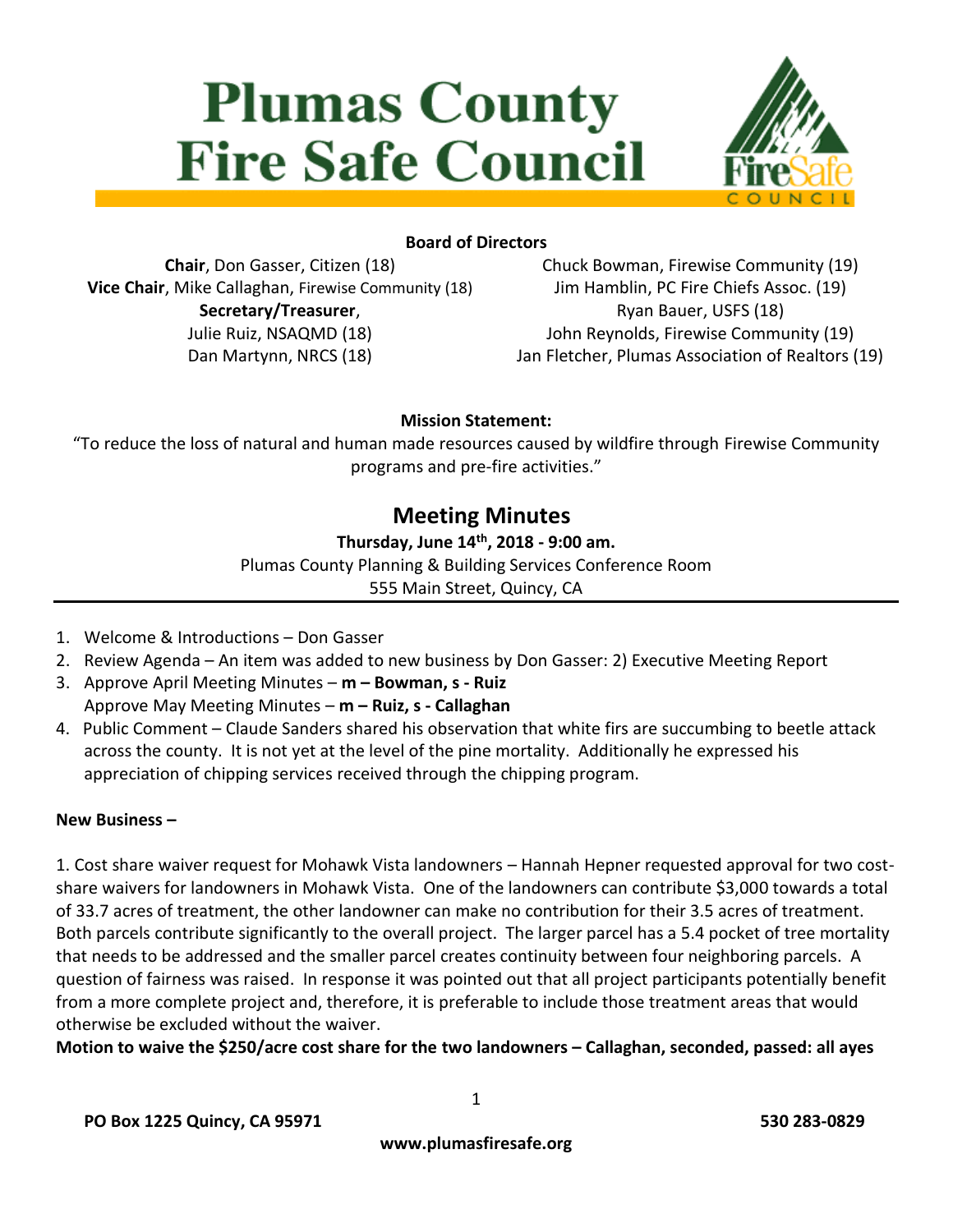# Plumas County Fire Safe Council

**Board of Directors**

**Chair**, Don Gasser, Citizen (18)
**Vice Chair**, Mike Callaghan, Firewise Community (18)
**Secretary/Treasurer**,
Julie Ruiz, NSAQMD (18)
Dan Martynn, NRCS (18)

Chuck Bowman, Firewise Community (19)
Jim Hamblin, PC Fire Chiefs Assoc. (19)
Ryan Bauer, USFS (18)
John Reynolds, Firewise Community (19)
Jan Fletcher, Plumas Association of Realtors (19)

**Mission Statement:**

"To reduce the loss of natural and human made resources caused by wildfire through Firewise Community programs and pre-fire activities."

## Meeting Minutes

**Thursday, June 14th, 2018 - 9:00 am.**
Plumas County Planning & Building Services Conference Room
555 Main Street, Quincy, CA

1. Welcome & Introductions – Don Gasser
2. Review Agenda – An item was added to new business by Don Gasser: 2) Executive Meeting Report
3. Approve April Meeting Minutes – **m – Bowman, s - Ruiz**
   Approve May Meeting Minutes – **m – Ruiz, s - Callaghan**
4. Public Comment – Claude Sanders shared his observation that white firs are succumbing to beetle attack across the county. It is not yet at the level of the pine mortality. Additionally he expressed his appreciation of chipping services received through the chipping program.

**New Business –**

1. Cost share waiver request for Mohawk Vista landowners – Hannah Hepner requested approval for two cost-share waivers for landowners in Mohawk Vista. One of the landowners can contribute $3,000 towards a total of 33.7 acres of treatment, the other landowner can make no contribution for their 3.5 acres of treatment. Both parcels contribute significantly to the overall project. The larger parcel has a 5.4 pocket of tree mortality that needs to be addressed and the smaller parcel creates continuity between four neighboring parcels. A question of fairness was raised. In response it was pointed out that all project participants potentially benefit from a more complete project and, therefore, it is preferable to include those treatment areas that would otherwise be excluded without the waiver.

**Motion to waive the $250/acre cost share for the two landowners – Callaghan, seconded, passed: all ayes**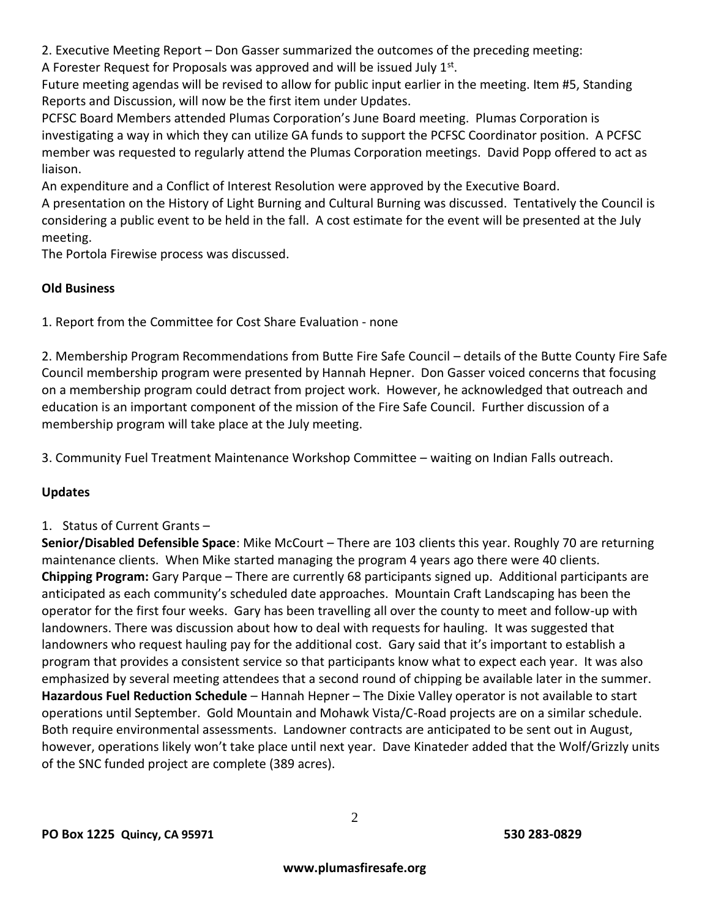2. Executive Meeting Report – Don Gasser summarized the outcomes of the preceding meeting:
A Forester Request for Proposals was approved and will be issued July 1st.
Future meeting agendas will be revised to allow for public input earlier in the meeting. Item #5, Standing Reports and Discussion, will now be the first item under Updates.
PCFSC Board Members attended Plumas Corporation's June Board meeting. Plumas Corporation is investigating a way in which they can utilize GA funds to support the PCFSC Coordinator position. A PCFSC member was requested to regularly attend the Plumas Corporation meetings. David Popp offered to act as liaison.
An expenditure and a Conflict of Interest Resolution were approved by the Executive Board.
A presentation on the History of Light Burning and Cultural Burning was discussed. Tentatively the Council is considering a public event to be held in the fall. A cost estimate for the event will be presented at the July meeting.
The Portola Firewise process was discussed.

**Old Business**

1. Report from the Committee for Cost Share Evaluation - none

2. Membership Program Recommendations from Butte Fire Safe Council – details of the Butte County Fire Safe Council membership program were presented by Hannah Hepner. Don Gasser voiced concerns that focusing on a membership program could detract from project work. However, he acknowledged that outreach and education is an important component of the mission of the Fire Safe Council. Further discussion of a membership program will take place at the July meeting.

3. Community Fuel Treatment Maintenance Workshop Committee – waiting on Indian Falls outreach.

**Updates**

1. Status of Current Grants –

**Senior/Disabled Defensible Space**: Mike McCourt – There are 103 clients this year. Roughly 70 are returning maintenance clients. When Mike started managing the program 4 years ago there were 40 clients.
**Chipping Program:** Gary Parque – There are currently 68 participants signed up. Additional participants are anticipated as each community's scheduled date approaches. Mountain Craft Landscaping has been the operator for the first four weeks. Gary has been travelling all over the county to meet and follow-up with landowners. There was discussion about how to deal with requests for hauling. It was suggested that landowners who request hauling pay for the additional cost. Gary said that it's important to establish a program that provides a consistent service so that participants know what to expect each year. It was also emphasized by several meeting attendees that a second round of chipping be available later in the summer.
**Hazardous Fuel Reduction Schedule** – Hannah Hepner – The Dixie Valley operator is not available to start operations until September. Gold Mountain and Mohawk Vista/C-Road projects are on a similar schedule. Both require environmental assessments. Landowner contracts are anticipated to be sent out in August, however, operations likely won't take place until next year. Dave Kinateder added that the Wolf/Grizzly units of the SNC funded project are complete (389 acres).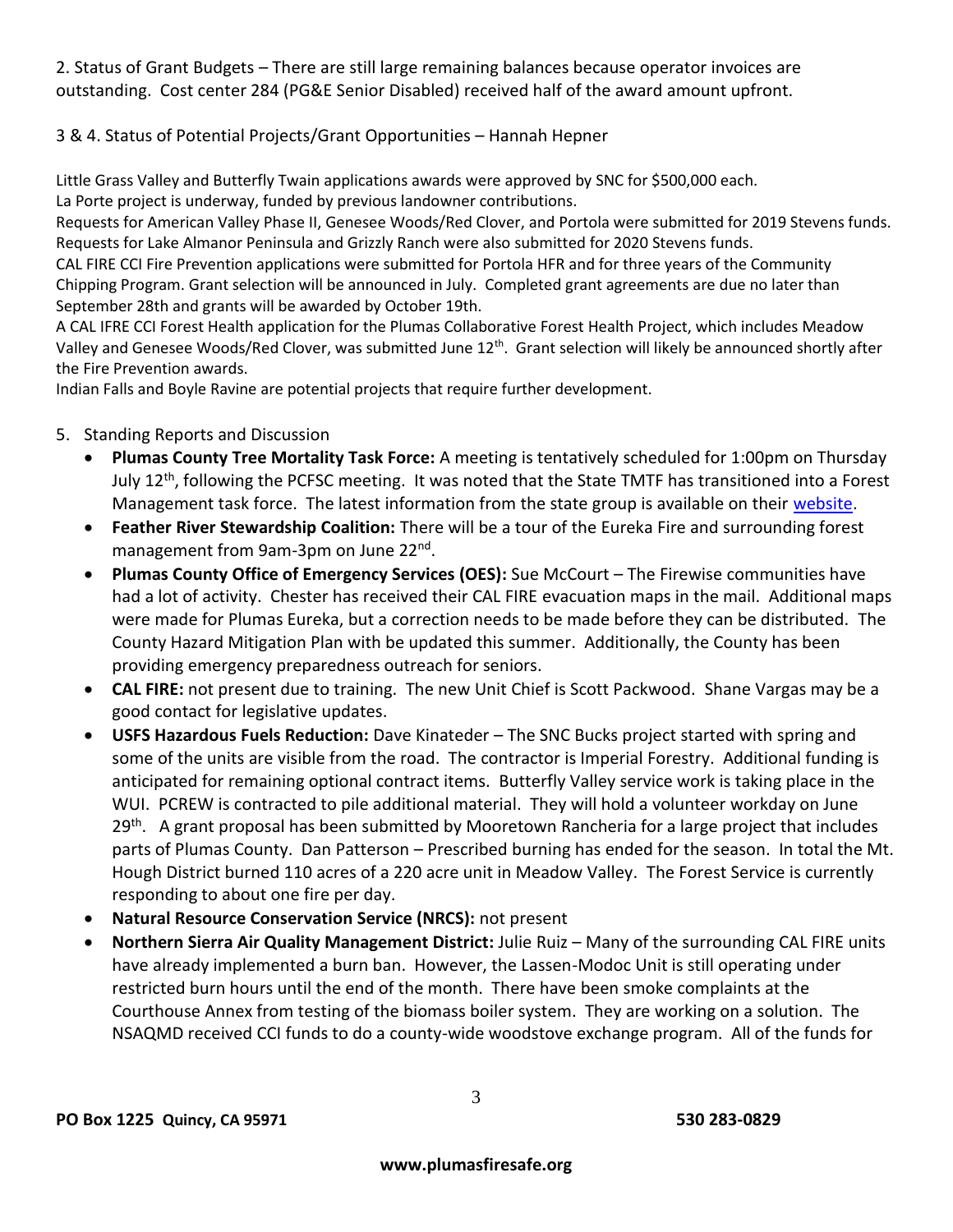2. Status of Grant Budgets – There are still large remaining balances because operator invoices are outstanding. Cost center 284 (PG&E Senior Disabled) received half of the award amount upfront.

3 & 4. Status of Potential Projects/Grant Opportunities – Hannah Hepner

Little Grass Valley and Butterfly Twain applications awards were approved by SNC for $500,000 each.
La Porte project is underway, funded by previous landowner contributions.
Requests for American Valley Phase II, Genesee Woods/Red Clover, and Portola were submitted for 2019 Stevens funds.
Requests for Lake Almanor Peninsula and Grizzly Ranch were also submitted for 2020 Stevens funds.
CAL FIRE CCI Fire Prevention applications were submitted for Portola HFR and for three years of the Community Chipping Program. Grant selection will be announced in July. Completed grant agreements are due no later than September 28th and grants will be awarded by October 19th.
A CAL IFRE CCI Forest Health application for the Plumas Collaborative Forest Health Project, which includes Meadow Valley and Genesee Woods/Red Clover, was submitted June 12th. Grant selection will likely be announced shortly after the Fire Prevention awards.
Indian Falls and Boyle Ravine are potential projects that require further development.

5. Standing Reports and Discussion
   - **Plumas County Tree Mortality Task Force:** A meeting is tentatively scheduled for 1:00pm on Thursday July 12th, following the PCFSC meeting. It was noted that the State TMTF has transitioned into a Forest Management task force. The latest information from the state group is available on their website.
   - **Feather River Stewardship Coalition:** There will be a tour of the Eureka Fire and surrounding forest management from 9am-3pm on June 22nd.
   - **Plumas County Office of Emergency Services (OES):** Sue McCourt – The Firewise communities have had a lot of activity. Chester has received their CAL FIRE evacuation maps in the mail. Additional maps were made for Plumas Eureka, but a correction needs to be made before they can be distributed. The County Hazard Mitigation Plan with be updated this summer. Additionally, the County has been providing emergency preparedness outreach for seniors.
   - **CAL FIRE:** not present due to training. The new Unit Chief is Scott Packwood. Shane Vargas may be a good contact for legislative updates.
   - **USFS Hazardous Fuels Reduction:** Dave Kinateder – The SNC Bucks project started with spring and some of the units are visible from the road. The contractor is Imperial Forestry. Additional funding is anticipated for remaining optional contract items. Butterfly Valley service work is taking place in the WUI. PCREW is contracted to pile additional material. They will hold a volunteer workday on June 29th. A grant proposal has been submitted by Mooretown Rancheria for a large project that includes parts of Plumas County. Dan Patterson – Prescribed burning has ended for the season. In total the Mt. Hough District burned 110 acres of a 220 acre unit in Meadow Valley. The Forest Service is currently responding to about one fire per day.
   - **Natural Resource Conservation Service (NRCS):** not present
   - **Northern Sierra Air Quality Management District:** Julie Ruiz – Many of the surrounding CAL FIRE units have already implemented a burn ban. However, the Lassen-Modoc Unit is still operating under restricted burn hours until the end of the month. There have been smoke complaints at the Courthouse Annex from testing of the biomass boiler system. They are working on a solution. The NSAQMD received CCI funds to do a county-wide woodstove exchange program. All of the funds for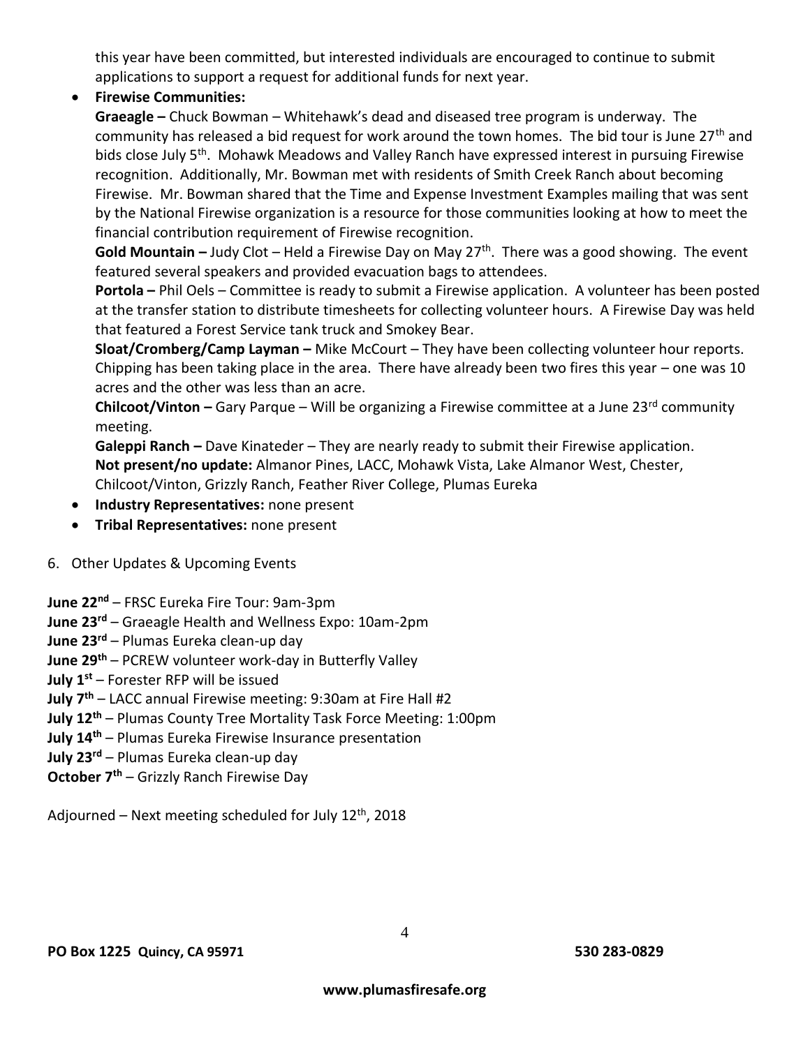this year have been committed, but interested individuals are encouraged to continue to submit applications to support a request for additional funds for next year.

- **Firewise Communities:**
  **Graeagle –** Chuck Bowman – Whitehawk's dead and diseased tree program is underway. The community has released a bid request for work around the town homes. The bid tour is June 27th and bids close July 5th. Mohawk Meadows and Valley Ranch have expressed interest in pursuing Firewise recognition. Additionally, Mr. Bowman met with residents of Smith Creek Ranch about becoming Firewise. Mr. Bowman shared that the Time and Expense Investment Examples mailing that was sent by the National Firewise organization is a resource for those communities looking at how to meet the financial contribution requirement of Firewise recognition.
  **Gold Mountain –** Judy Clot – Held a Firewise Day on May 27th. There was a good showing. The event featured several speakers and provided evacuation bags to attendees.
  **Portola –** Phil Oels – Committee is ready to submit a Firewise application. A volunteer has been posted at the transfer station to distribute timesheets for collecting volunteer hours. A Firewise Day was held that featured a Forest Service tank truck and Smokey Bear.
  **Sloat/Cromberg/Camp Layman –** Mike McCourt – They have been collecting volunteer hour reports. Chipping has been taking place in the area. There have already been two fires this year – one was 10 acres and the other was less than an acre.
  **Chilcoot/Vinton –** Gary Parque – Will be organizing a Firewise committee at a June 23rd community meeting.
  **Galeppi Ranch –** Dave Kinateder – They are nearly ready to submit their Firewise application.
  **Not present/no update:** Almanor Pines, LACC, Mohawk Vista, Lake Almanor West, Chester, Chilcoot/Vinton, Grizzly Ranch, Feather River College, Plumas Eureka
- **Industry Representatives:** none present
- **Tribal Representatives:** none present

6. Other Updates & Upcoming Events

**June 22nd** – FRSC Eureka Fire Tour: 9am-3pm
**June 23rd** – Graeagle Health and Wellness Expo: 10am-2pm
**June 23rd** – Plumas Eureka clean-up day
**June 29th** – PCREW volunteer work-day in Butterfly Valley
**July 1st** – Forester RFP will be issued
**July 7th** – LACC annual Firewise meeting: 9:30am at Fire Hall #2
**July 12th** – Plumas County Tree Mortality Task Force Meeting: 1:00pm
**July 14th** – Plumas Eureka Firewise Insurance presentation
**July 23rd** – Plumas Eureka clean-up day
**October 7th** – Grizzly Ranch Firewise Day

Adjourned – Next meeting scheduled for July 12th, 2018